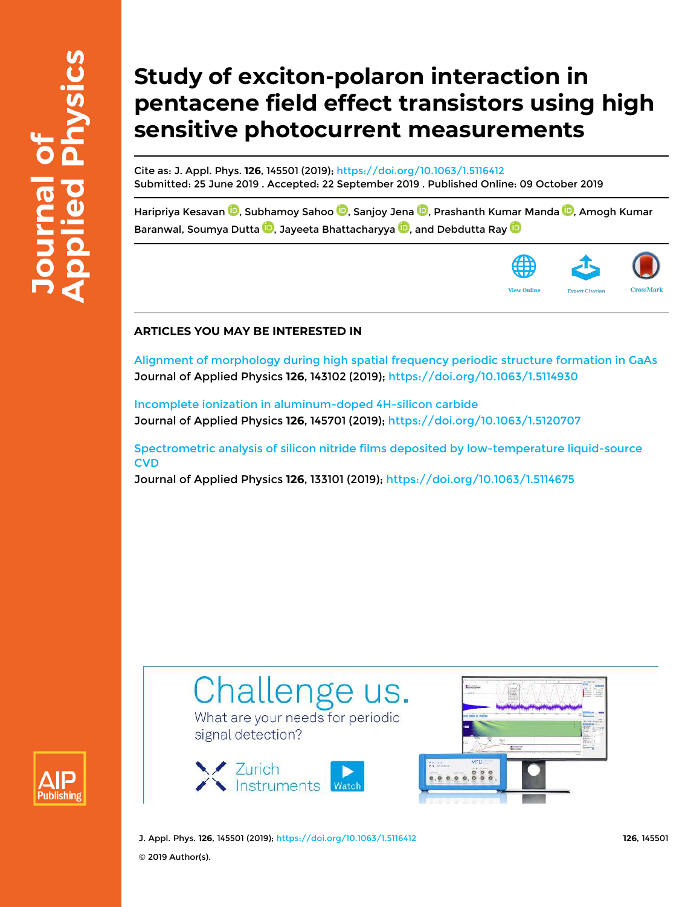# Study of exciton-polaron interaction in pentacene field effect transistors using high sensitive photocurrent measurements

Cite as: J. Appl. Phys. **126**, 145501 (2019); https://doi.org/10.1063/1.5116412
Submitted: 25 June 2019 . Accepted: 22 September 2019 . Published Online: 09 October 2019

Haripriya Kesavan, Subhamoy Sahoo, Sanjoy Jena, Prashanth Kumar Manda, Amogh Kumar Baranwal, Soumya Dutta, Jayeeta Bhattacharyya, and Debdutta Ray

View Online | Export Citation | CrossMark

## ARTICLES YOU MAY BE INTERESTED IN

Alignment of morphology during high spatial frequency periodic structure formation in GaAs
Journal of Applied Physics **126**, 143102 (2019); https://doi.org/10.1063/1.5114930

Incomplete ionization in aluminum-doped 4H-silicon carbide
Journal of Applied Physics **126**, 145701 (2019); https://doi.org/10.1063/1.5120707

Spectrometric analysis of silicon nitride films deposited by low-temperature liquid-source CVD
Journal of Applied Physics **126**, 133101 (2019); https://doi.org/10.1063/1.5114675

Challenge us.
What are your needs for periodic signal detection?
Zurich Instruments
Watch

© 2019 Author(s).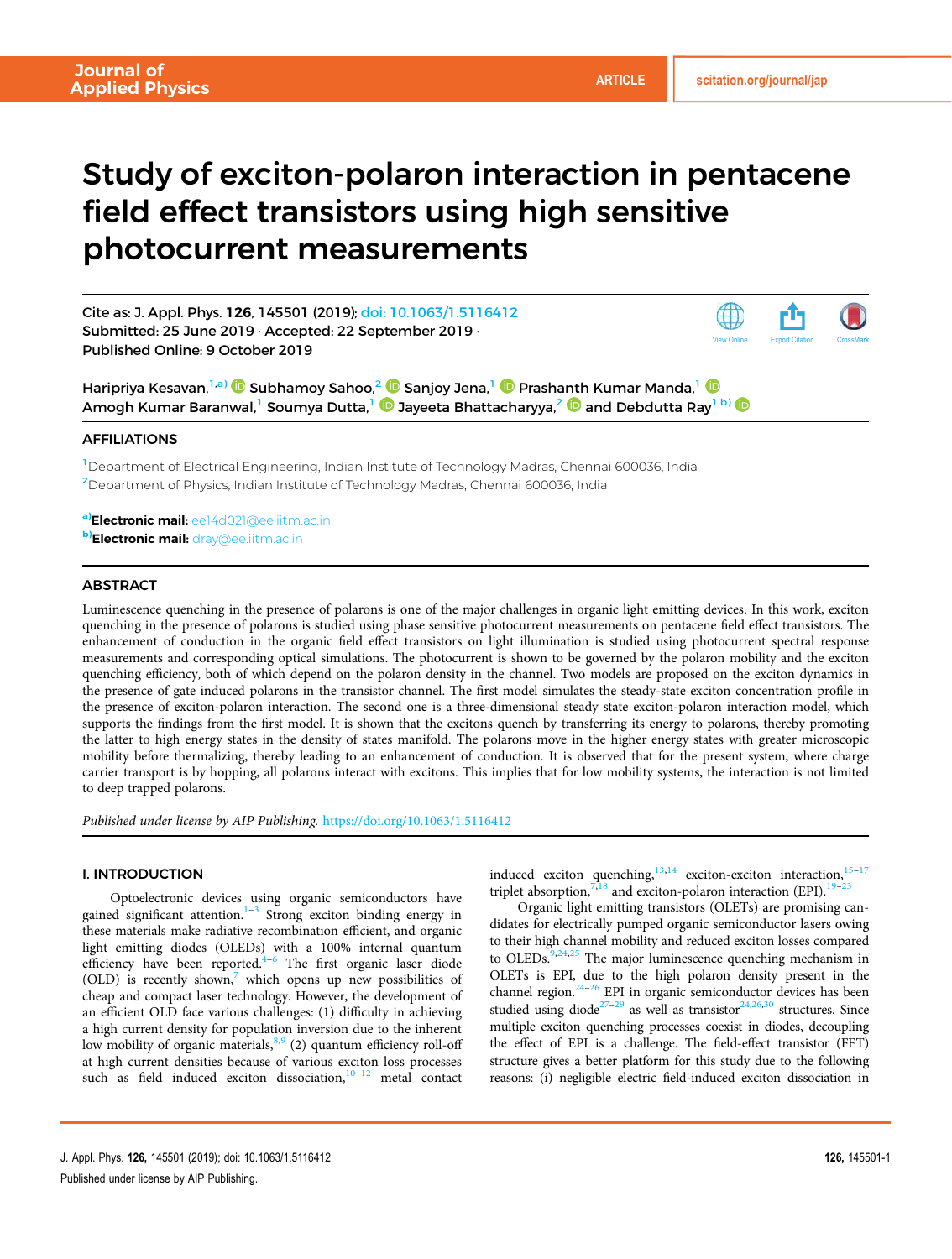# Study of exciton-polaron interaction in pentacene field effect transistors using high sensitive photocurrent measurements

Cite as: J. Appl. Phys. **126**, 145501 (2019); doi: 10.1063/1.5116412
Submitted: 25 June 2019 · Accepted: 22 September 2019 ·
Published Online: 9 October 2019

Haripriya Kesavan,[1,a)] Subhamoy Sahoo,[2] Sanjoy Jena,[1] Prashanth Kumar Manda,[1] Amogh Kumar Baranwal,[1] Soumya Dutta,[1] Jayeeta Bhattacharyya,[2] and Debdutta Ray[1,b)]

## AFFILIATIONS

[1]Department of Electrical Engineering, Indian Institute of Technology Madras, Chennai 600036, India
[2]Department of Physics, Indian Institute of Technology Madras, Chennai 600036, India

[a)]**Electronic mail:** ee14d021@ee.iitm.ac.in
[b)]**Electronic mail:** dray@ee.iitm.ac.in

## ABSTRACT

Luminescence quenching in the presence of polarons is one of the major challenges in organic light emitting devices. In this work, exciton quenching in the presence of polarons is studied using phase sensitive photocurrent measurements on pentacene field effect transistors. The enhancement of conduction in the organic field effect transistors on light illumination is studied using photocurrent spectral response measurements and corresponding optical simulations. The photocurrent is shown to be governed by the polaron mobility and the exciton quenching efficiency, both of which depend on the polaron density in the channel. Two models are proposed on the exciton dynamics in the presence of gate induced polarons in the transistor channel. The first model simulates the steady-state exciton concentration profile in the presence of exciton-polaron interaction. The second one is a three-dimensional steady state exciton-polaron interaction model, which supports the findings from the first model. It is shown that the excitons quench by transferring its energy to polarons, thereby promoting the latter to high energy states in the density of states manifold. The polarons move in the higher energy states with greater microscopic mobility before thermalizing, thereby leading to an enhancement of conduction. It is observed that for the present system, where charge carrier transport is by hopping, all polarons interact with excitons. This implies that for low mobility systems, the interaction is not limited to deep trapped polarons.

*Published under license by AIP Publishing.* https://doi.org/10.1063/1.5116412

## I. INTRODUCTION

Optoelectronic devices using organic semiconductors have gained significant attention.[1–3] Strong exciton binding energy in these materials make radiative recombination efficient, and organic light emitting diodes (OLEDs) with a 100% internal quantum efficiency have been reported.[4–6] The first organic laser diode (OLD) is recently shown,[7] which opens up new possibilities of cheap and compact laser technology. However, the development of an efficient OLD face various challenges: (1) difficulty in achieving a high current density for population inversion due to the inherent low mobility of organic materials,[8,9] (2) quantum efficiency roll-off at high current densities because of various exciton loss processes such as field induced exciton dissociation,[10–12] metal contact induced exciton quenching,[13,14] exciton-exciton interaction,[15–17] triplet absorption,[7,18] and exciton-polaron interaction (EPI).[19–23]

Organic light emitting transistors (OLETs) are promising candidates for electrically pumped organic semiconductor lasers owing to their high channel mobility and reduced exciton losses compared to OLEDs.[9,24,25] The major luminescence quenching mechanism in OLETs is EPI, due to the high polaron density present in the channel region.[24–26] EPI in organic semiconductor devices has been studied using diode[27–29] as well as transistor[24,26,30] structures. Since multiple exciton quenching processes coexist in diodes, decoupling the effect of EPI is a challenge. The field-effect transistor (FET) structure gives a better platform for this study due to the following reasons: (i) negligible electric field-induced exciton dissociation in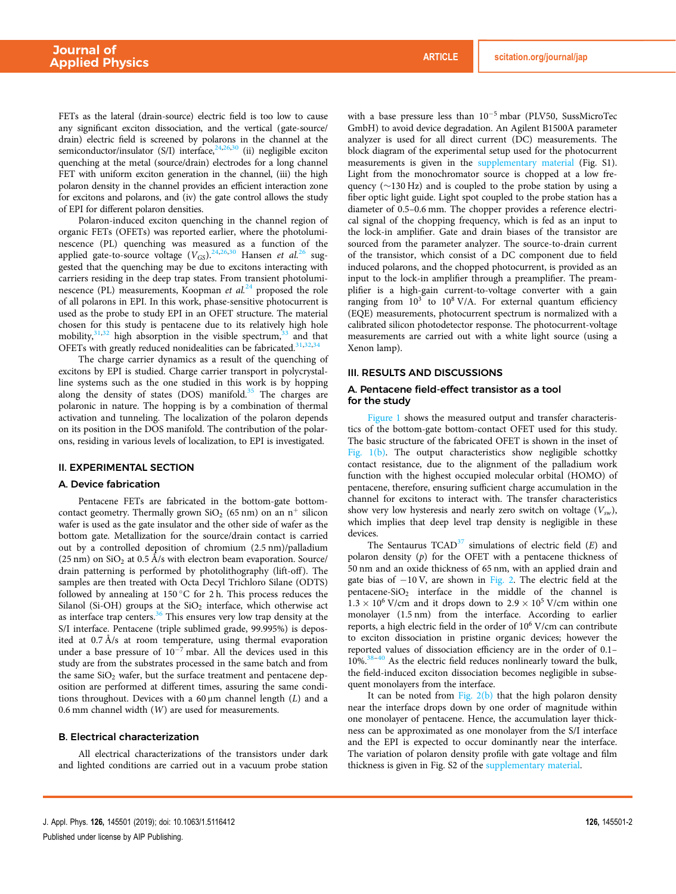FETs as the lateral (drain-source) electric field is too low to cause any significant exciton dissociation, and the vertical (gate-source/drain) electric field is screened by polarons in the channel at the semiconductor/insulator (S/I) interface,[24,26,30] (ii) negligible exciton quenching at the metal (source/drain) electrodes for a long channel FET with uniform exciton generation in the channel, (iii) the high polaron density in the channel provides an efficient interaction zone for excitons and polarons, and (iv) the gate control allows the study of EPI for different polaron densities.

Polaron-induced exciton quenching in the channel region of organic FETs (OFETs) was reported earlier, where the photoluminescence (PL) quenching was measured as a function of the applied gate-to-source voltage ($V_{GS}$).[24,26,30] Hansen *et al.*[26] suggested that the quenching may be due to excitons interacting with carriers residing in the deep trap states. From transient photoluminescence (PL) measurements, Koopman *et al.*[24] proposed the role of all polarons in EPI. In this work, phase-sensitive photocurrent is used as the probe to study EPI in an OFET structure. The material chosen for this study is pentacene due to its relatively high hole mobility,[31,32] high absorption in the visible spectrum,[33] and that OFETs with greatly reduced nonidealities can be fabricated.[31,32,34]

The charge carrier dynamics as a result of the quenching of excitons by EPI is studied. Charge carrier transport in polycrystalline systems such as the one studied in this work is by hopping along the density of states (DOS) manifold.[35] The charges are polaronic in nature. The hopping is by a combination of thermal activation and tunneling. The localization of the polaron depends on its position in the DOS manifold. The contribution of the polarons, residing in various levels of localization, to EPI is investigated.

## II. EXPERIMENTAL SECTION

### A. Device fabrication

Pentacene FETs are fabricated in the bottom-gate bottom-contact geometry. Thermally grown $SiO_2$ (65 nm) on an $n^+$ silicon wafer is used as the gate insulator and the other side of wafer as the bottom gate. Metallization for the source/drain contact is carried out by a controlled deposition of chromium (2.5 nm)/palladium (25 nm) on $SiO_2$ at 0.5 Å/s with electron beam evaporation. Source/drain patterning is performed by photolithography (lift-off). The samples are then treated with Octa Decyl Trichloro Silane (ODTS) followed by annealing at 150 °C for 2 h. This process reduces the Silanol (Si-OH) groups at the $SiO_2$ interface, which otherwise act as interface trap centers.[36] This ensures very low trap density at the S/I interface. Pentacene (triple sublimed grade, 99.995%) is deposited at 0.7 Å/s at room temperature, using thermal evaporation under a base pressure of $10^{-7}$ mbar. All the devices used in this study are from the substrates processed in the same batch and from the same $SiO_2$ wafer, but the surface treatment and pentacene deposition are performed at different times, assuring the same conditions throughout. Devices with a 60 μm channel length ($L$) and a 0.6 mm channel width ($W$) are used for measurements.

### B. Electrical characterization

All electrical characterizations of the transistors under dark and lighted conditions are carried out in a vacuum probe station with a base pressure less than $10^{-5}$ mbar (PLV50, SussMicroTec GmbH) to avoid device degradation. An Agilent B1500A parameter analyzer is used for all direct current (DC) measurements. The block diagram of the experimental setup used for the photocurrent measurements is given in the supplementary material (Fig. S1). Light from the monochromator source is chopped at a low frequency (~130 Hz) and is coupled to the probe station by using a fiber optic light guide. Light spot coupled to the probe station has a diameter of 0.5–0.6 mm. The chopper provides a reference electrical signal of the chopping frequency, which is fed as an input to the lock-in amplifier. Gate and drain biases of the transistor are sourced from the parameter analyzer. The source-to-drain current of the transistor, which consist of a DC component due to field induced polarons, and the chopped photocurrent, is provided as an input to the lock-in amplifier through a preamplifier. The preamplifier is a high-gain current-to-voltage converter with a gain ranging from $10^3$ to $10^8$ V/A. For external quantum efficiency (EQE) measurements, photocurrent spectrum is normalized with a calibrated silicon photodetector response. The photocurrent-voltage measurements are carried out with a white light source (using a Xenon lamp).

## III. RESULTS AND DISCUSSIONS

### A. Pentacene field-effect transistor as a tool for the study

Figure 1 shows the measured output and transfer characteristics of the bottom-gate bottom-contact OFET used for this study. The basic structure of the fabricated OFET is shown in the inset of Fig. 1(b). The output characteristics show negligible schottky contact resistance, due to the alignment of the palladium work function with the highest occupied molecular orbital (HOMO) of pentacene, therefore, ensuring sufficient charge accumulation in the channel for excitons to interact with. The transfer characteristics show very low hysteresis and nearly zero switch on voltage ($V_{sw}$), which implies that deep level trap density is negligible in these devices.

The Sentaurus TCAD[37] simulations of electric field ($E$) and polaron density ($p$) for the OFET with a pentacene thickness of 50 nm and an oxide thickness of 65 nm, with an applied drain and gate bias of −10 V, are shown in Fig. 2. The electric field at the pentacene-$SiO_2$ interface in the middle of the channel is $1.3 \times 10^6$ V/cm and it drops down to $2.9 \times 10^5$ V/cm within one monolayer (1.5 nm) from the interface. According to earlier reports, a high electric field in the order of $10^6$ V/cm can contribute to exciton dissociation in pristine organic devices; however the reported values of dissociation efficiency are in the order of 0.1–10%.[38–40] As the electric field reduces nonlinearly toward the bulk, the field-induced exciton dissociation becomes negligible in subsequent monolayers from the interface.

It can be noted from Fig. 2(b) that the high polaron density near the interface drops down by one order of magnitude within one monolayer of pentacene. Hence, the accumulation layer thickness can be approximated as one monolayer from the S/I interface and the EPI is expected to occur dominantly near the interface. The variation of polaron density profile with gate voltage and film thickness is given in Fig. S2 of the supplementary material.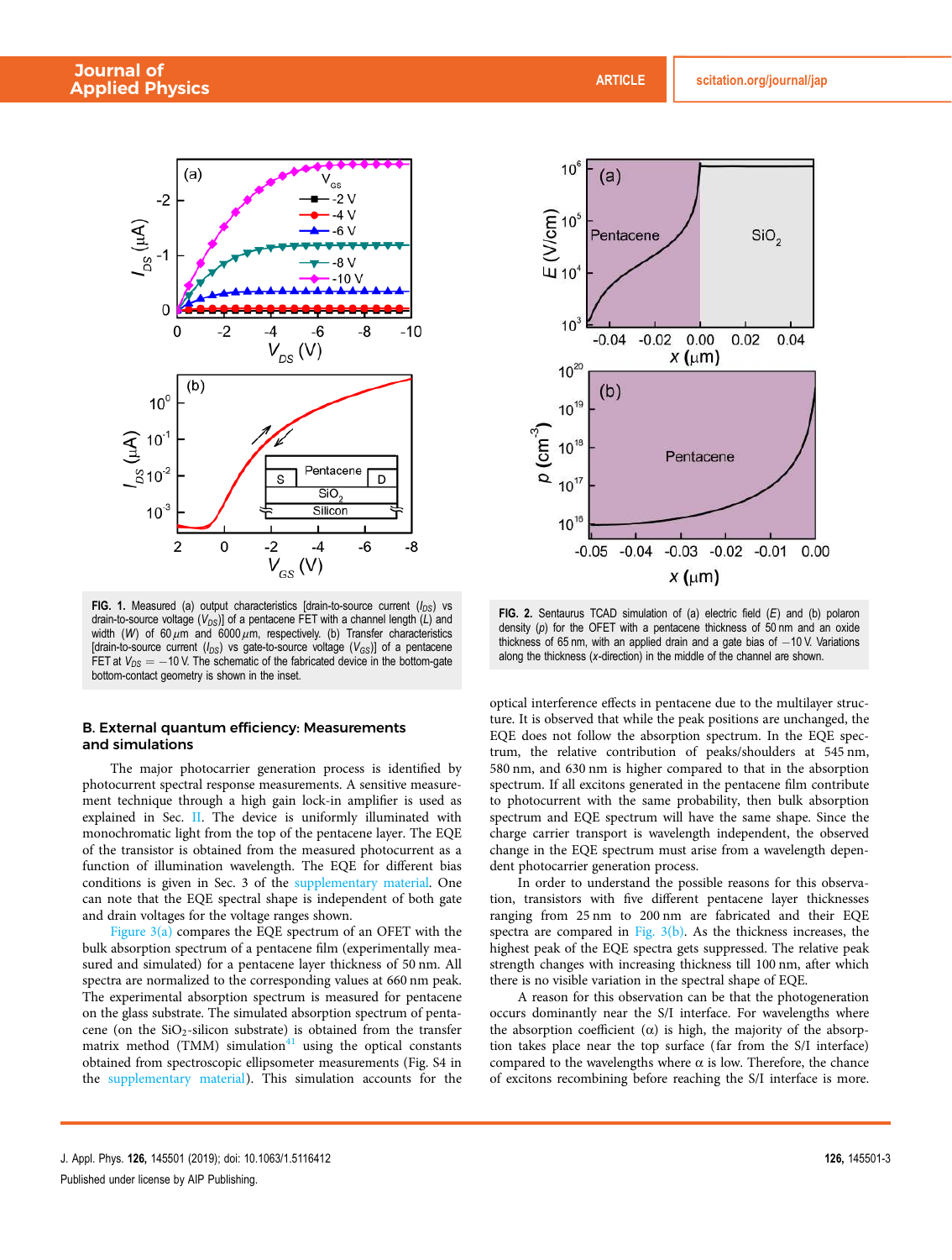FIG. 1. Measured (a) output characteristics [drain-to-source current ($I_{DS}$) vs drain-to-source voltage ($V_{DS}$)] of a pentacene FET with a channel length ($L$) and width ($W$) of 60 $\mu m$ and 6000 $\mu m$, respectively. (b) Transfer characteristics [drain-to-source current ($I_{DS}$) vs gate-to-source voltage ($V_{GS}$)] of a pentacene FET at $V_{DS} = -10$ V. The schematic of the fabricated device in the bottom-gate bottom-contact geometry is shown in the inset.

FIG. 2. Sentaurus TCAD simulation of (a) electric field ($E$) and (b) polaron density ($p$) for the OFET with a pentacene thickness of 50 nm and an oxide thickness of 65 nm, with an applied drain and a gate bias of −10 V. Variations along the thickness ($x$-direction) in the middle of the channel are shown.

## B. External quantum efficiency: Measurements and simulations

The major photocarrier generation process is identified by photocurrent spectral response measurements. A sensitive measurement technique through a high gain lock-in amplifier is used as explained in Sec. II. The device is uniformly illuminated with monochromatic light from the top of the pentacene layer. The EQE of the transistor is obtained from the measured photocurrent as a function of illumination wavelength. The EQE for different bias conditions is given in Sec. 3 of the supplementary material. One can note that the EQE spectral shape is independent of both gate and drain voltages for the voltage ranges shown.

Figure 3(a) compares the EQE spectrum of an OFET with the bulk absorption spectrum of a pentacene film (experimentally measured and simulated) for a pentacene layer thickness of 50 nm. All spectra are normalized to the corresponding values at 660 nm peak. The experimental absorption spectrum is measured for pentacene on the glass substrate. The simulated absorption spectrum of pentacene (on the $SiO_2$-silicon substrate) is obtained from the transfer matrix method (TMM) simulation[41] using the optical constants obtained from spectroscopic ellipsometer measurements (Fig. S4 in the supplementary material). This simulation accounts for the optical interference effects in pentacene due to the multilayer structure. It is observed that while the peak positions are unchanged, the EQE does not follow the absorption spectrum. In the EQE spectrum, the relative contribution of peaks/shoulders at 545 nm, 580 nm, and 630 nm is higher compared to that in the absorption spectrum. If all excitons generated in the pentacene film contribute to photocurrent with the same probability, then bulk absorption spectrum and EQE spectrum will have the same shape. Since the charge carrier transport is wavelength independent, the observed change in the EQE spectrum must arise from a wavelength dependent photocarrier generation process.

In order to understand the possible reasons for this observation, transistors with five different pentacene layer thicknesses ranging from 25 nm to 200 nm are fabricated and their EQE spectra are compared in Fig. 3(b). As the thickness increases, the highest peak of the EQE spectra gets suppressed. The relative peak strength changes with increasing thickness till 100 nm, after which there is no visible variation in the spectral shape of EQE.

A reason for this observation can be that the photogeneration occurs dominantly near the S/I interface. For wavelengths where the absorption coefficient (α) is high, the majority of the absorption takes place near the top surface (far from the S/I interface) compared to the wavelengths where α is low. Therefore, the chance of excitons recombining before reaching the S/I interface is more.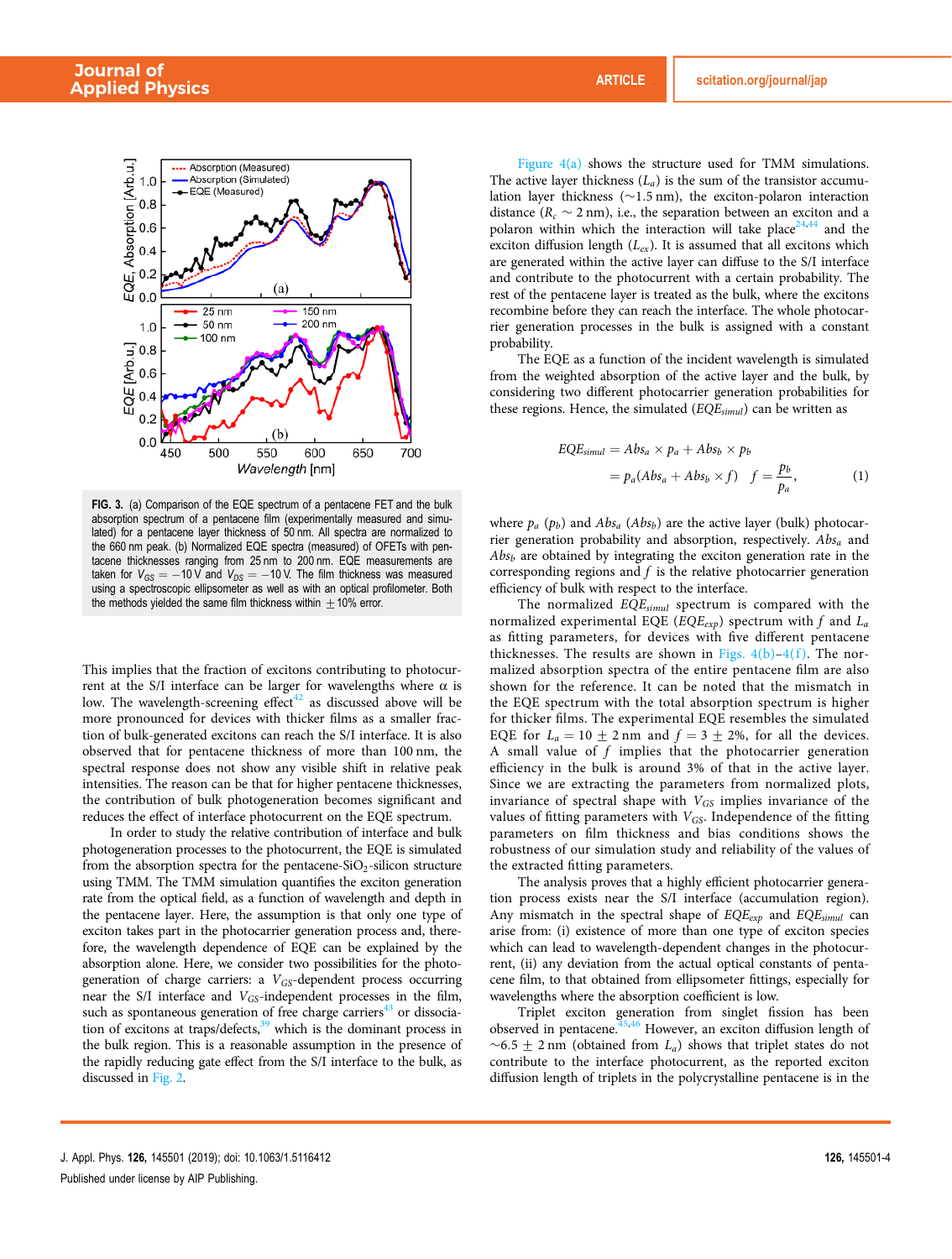FIG. 3. (a) Comparison of the EQE spectrum of a pentacene FET and the bulk absorption spectrum of a pentacene film (experimentally measured and simulated) for a pentacene layer thickness of 50 nm. All spectra are normalized to the 660 nm peak. (b) Normalized EQE spectra (measured) of OFETs with pentacene thicknesses ranging from 25 nm to 200 nm. EQE measurements are taken for $V_{GS} = -10$ V and $V_{DS} = -10$ V. The film thickness was measured using a spectroscopic ellipsometer as well as with an optical profilometer. Both the methods yielded the same film thickness within ±10% error.

This implies that the fraction of excitons contributing to photocurrent at the S/I interface can be larger for wavelengths where α is low. The wavelength-screening effect[42] as discussed above will be more pronounced for devices with thicker films as a smaller fraction of bulk-generated excitons can reach the S/I interface. It is also observed that for pentacene thickness of more than 100 nm, the spectral response does not show any visible shift in relative peak intensities. The reason can be that for higher pentacene thicknesses, the contribution of bulk photogeneration becomes significant and reduces the effect of interface photocurrent on the EQE spectrum.

In order to study the relative contribution of interface and bulk photogeneration processes to the photocurrent, the EQE is simulated from the absorption spectra for the pentacene-$SiO_2$-silicon structure using TMM. The TMM simulation quantifies the exciton generation rate from the optical field, as a function of wavelength and depth in the pentacene layer. Here, the assumption is that only one type of exciton takes part in the photocarrier generation process and, therefore, the wavelength dependence of EQE can be explained by the absorption alone. Here, we consider two possibilities for the photogeneration of charge carriers: a $V_{GS}$-dependent process occurring near the S/I interface and $V_{GS}$-independent processes in the film, such as spontaneous generation of free charge carriers[43] or dissociation of excitons at traps/defects,[39] which is the dominant process in the bulk region. This is a reasonable assumption in the presence of the rapidly reducing gate effect from the S/I interface to the bulk, as discussed in Fig. 2.

Figure 4(a) shows the structure used for TMM simulations. The active layer thickness ($L_a$) is the sum of the transistor accumulation layer thickness (~1.5 nm), the exciton-polaron interaction distance ($R_c$ ~ 2 nm), i.e., the separation between an exciton and a polaron within which the interaction will take place[24,44] and the exciton diffusion length ($L_{ex}$). It is assumed that all excitons which are generated within the active layer can diffuse to the S/I interface and contribute to the photocurrent with a certain probability. The rest of the pentacene layer is treated as the bulk, where the excitons recombine before they can reach the interface. The whole photocarrier generation processes in the bulk is assigned with a constant probability.

The EQE as a function of the incident wavelength is simulated from the weighted absorption of the active layer and the bulk, by considering two different photocarrier generation probabilities for these regions. Hence, the simulated ($EQE_{simul}$) can be written as

$$
\begin{aligned}
EQE_{simul} &= Abs_a \times p_a + Abs_b \times p_b \\
&= p_a(Abs_a + Abs_b \times f) \quad f = \frac{p_b}{p_a},
\end{aligned}
\tag{1}
$$

where $p_a$ ($p_b$) and $Abs_a$ ($Abs_b$) are the active layer (bulk) photocarrier generation probability and absorption, respectively. $Abs_a$ and $Abs_b$ are obtained by integrating the exciton generation rate in the corresponding regions and $f$ is the relative photocarrier generation efficiency of bulk with respect to the interface.

The normalized $EQE_{simul}$ spectrum is compared with the normalized experimental EQE ($EQE_{exp}$) spectrum with $f$ and $L_a$ as fitting parameters, for devices with five different pentacene thicknesses. The results are shown in Figs. 4(b)–4(f). The normalized absorption spectra of the entire pentacene film are also shown for the reference. It can be noted that the mismatch in the EQE spectrum with the total absorption spectrum is higher for thicker films. The experimental EQE resembles the simulated EQE for $L_a = 10 \pm 2$ nm and $f = 3 \pm 2\%$, for all the devices. A small value of $f$ implies that the photocarrier generation efficiency in the bulk is around 3% of that in the active layer. Since we are extracting the parameters from normalized plots, invariance of spectral shape with $V_{GS}$ implies invariance of the values of fitting parameters with $V_{GS}$. Independence of the fitting parameters on film thickness and bias conditions shows the robustness of our simulation study and reliability of the values of the extracted fitting parameters.

The analysis proves that a highly efficient photocarrier generation process exists near the S/I interface (accumulation region). Any mismatch in the spectral shape of $EQE_{exp}$ and $EQE_{simul}$ can arise from: (i) existence of more than one type of exciton species which can lead to wavelength-dependent changes in the photocurrent, (ii) any deviation from the actual optical constants of pentacene film, to that obtained from ellipsometer fittings, especially for wavelengths where the absorption coefficient is low.

Triplet exciton generation from singlet fission has been observed in pentacene.[45,46] However, an exciton diffusion length of ~6.5 ± 2 nm (obtained from $L_a$) shows that triplet states do not contribute to the interface photocurrent, as the reported exciton diffusion length of triplets in the polycrystalline pentacene is in the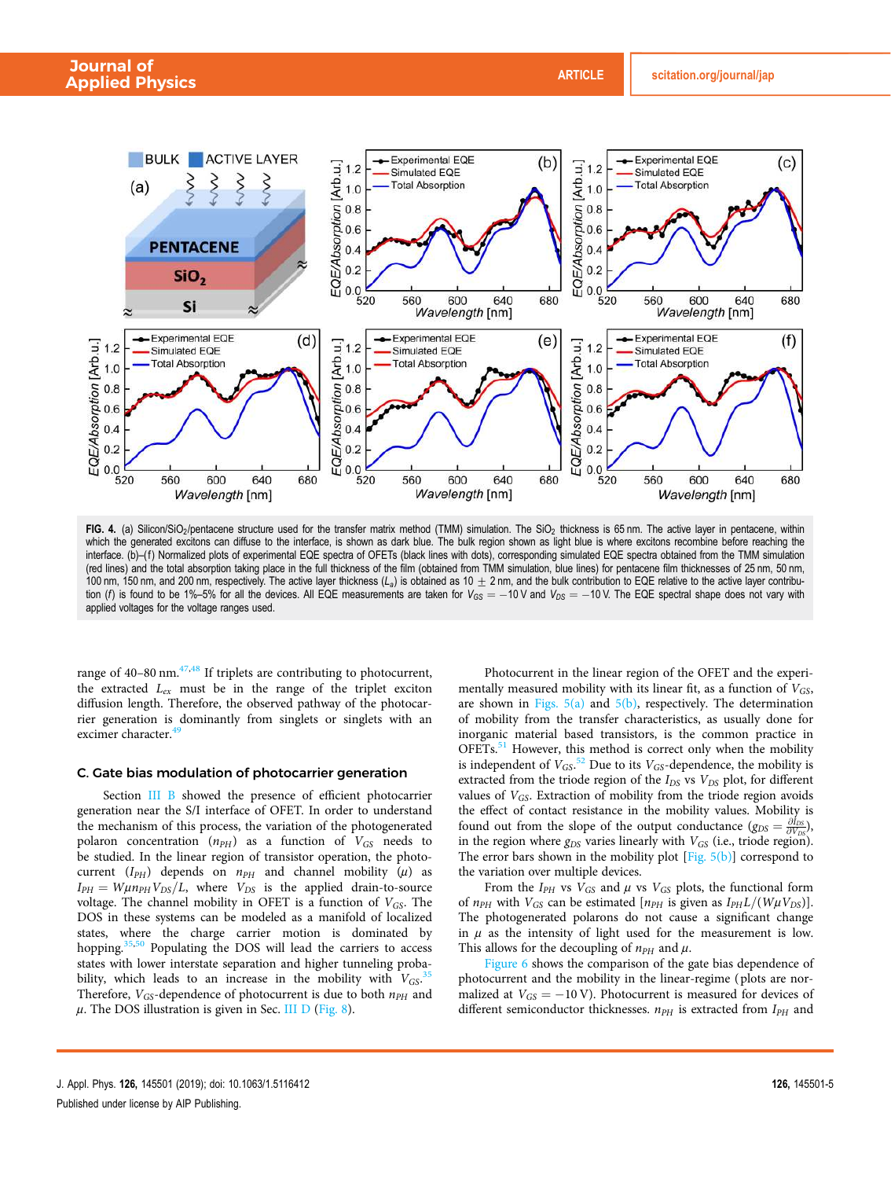FIG. 4. (a) Silicon/$SiO_2$/pentacene structure used for the transfer matrix method (TMM) simulation. The $SiO_2$ thickness is 65 nm. The active layer in pentacene, within which the generated excitons can diffuse to the interface, is shown as dark blue. The bulk region shown as light blue is where excitons recombine before reaching the interface. (b)–(f) Normalized plots of experimental EQE spectra of OFETs (black lines with dots), corresponding simulated EQE spectra obtained from the TMM simulation (red lines) and the total absorption taking place in the full thickness of the film (obtained from TMM simulation, blue lines) for pentacene film thicknesses of 25 nm, 50 nm, 100 nm, 150 nm, and 200 nm, respectively. The active layer thickness ($L_a$) is obtained as $10 \pm 2$ nm, and the bulk contribution to EQE relative to the active layer contribution ($f$) is found to be 1%–5% for all the devices. All EQE measurements are taken for $V_{GS} = -10$ V and $V_{DS} = -10$ V. The EQE spectral shape does not vary with applied voltages for the voltage ranges used.

range of 40–80 nm.[47,48] If triplets are contributing to photocurrent, the extracted $L_{ex}$ must be in the range of the triplet exciton diffusion length. Therefore, the observed pathway of the photocarrier generation is dominantly from singlets or singlets with an excimer character.[49]

### C. Gate bias modulation of photocarrier generation

Section III B showed the presence of efficient photocarrier generation near the S/I interface of OFET. In order to understand the mechanism of this process, the variation of the photogenerated polaron concentration ($n_{PH}$) as a function of $V_{GS}$ needs to be studied. In the linear region of transistor operation, the photocurrent ($I_{PH}$) depends on $n_{PH}$ and channel mobility ($\mu$) as $I_{PH} = W\mu n_{PH}V_{DS}/L$, where $V_{DS}$ is the applied drain-to-source voltage. The channel mobility in OFET is a function of $V_{GS}$. The DOS in these systems can be modeled as a manifold of localized states, where the charge carrier motion is dominated by hopping.[35,50] Populating the DOS will lead the carriers to access states with lower interstate separation and higher tunneling probability, which leads to an increase in the mobility with $V_{GS}$.[35] Therefore, $V_{GS}$-dependence of photocurrent is due to both $n_{PH}$ and $\mu$. The DOS illustration is given in Sec. III D (Fig. 8).

Photocurrent in the linear region of the OFET and the experimentally measured mobility with its linear fit, as a function of $V_{GS}$, are shown in Figs. 5(a) and 5(b), respectively. The determination of mobility from the transfer characteristics, as usually done for inorganic material based transistors, is the common practice in OFETs.[51] However, this method is correct only when the mobility is independent of $V_{GS}$.[52] Due to its $V_{GS}$-dependence, the mobility is extracted from the triode region of the $I_{DS}$ vs $V_{DS}$ plot, for different values of $V_{GS}$. Extraction of mobility from the triode region avoids the effect of contact resistance in the mobility values. Mobility is found out from the slope of the output conductance ($g_{DS} = \frac{\partial I_{DS}}{\partial V_{DS}}$), in the region where $g_{DS}$ varies linearly with $V_{GS}$ (i.e., triode region). The error bars shown in the mobility plot [Fig. 5(b)] correspond to the variation over multiple devices.

From the $I_{PH}$ vs $V_{GS}$ and $\mu$ vs $V_{GS}$ plots, the functional form of $n_{PH}$ with $V_{GS}$ can be estimated [$n_{PH}$ is given as $I_{PH}L/(W\mu V_{DS})$]. The photogenerated polarons do not cause a significant change in $\mu$ as the intensity of light used for the measurement is low. This allows for the decoupling of $n_{PH}$ and $\mu$.

Figure 6 shows the comparison of the gate bias dependence of photocurrent and the mobility in the linear-regime (plots are normalized at $V_{GS} = -10$ V). Photocurrent is measured for devices of different semiconductor thicknesses. $n_{PH}$ is extracted from $I_{PH}$ and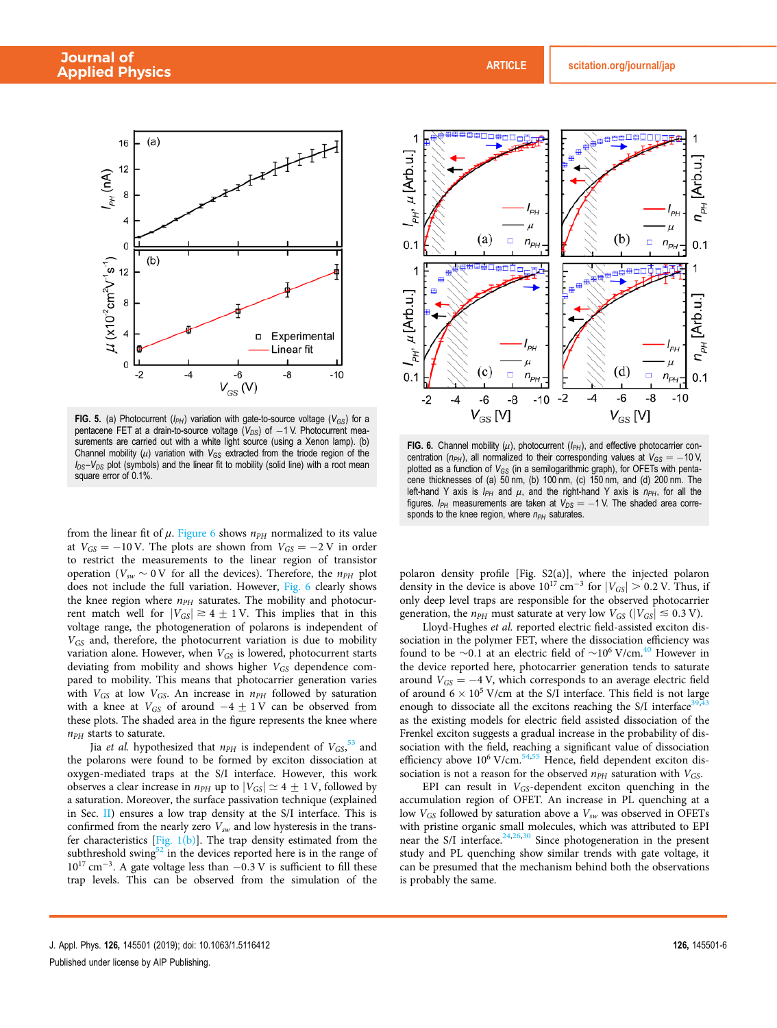FIG. 5. (a) Photocurrent ($I_{PH}$) variation with gate-to-source voltage ($V_{GS}$) for a pentacene FET at a drain-to-source voltage ($V_{DS}$) of $-1$ V. Photocurrent measurements are carried out with a white light source (using a Xenon lamp). (b) Channel mobility ($\mu$) variation with $V_{GS}$ extracted from the triode region of the $I_{DS}$–$V_{DS}$ plot (symbols) and the linear fit to mobility (solid line) with a root mean square error of 0.1%.

FIG. 6. Channel mobility ($\mu$), photocurrent ($I_{PH}$), and effective photocarrier concentration ($n_{PH}$), all normalized to their corresponding values at $V_{GS} = -10$ V, plotted as a function of $V_{GS}$ (in a semilogarithmic graph), for OFETs with pentacene thicknesses of (a) 50 nm, (b) 100 nm, (c) 150 nm, and (d) 200 nm. The left-hand Y axis is $I_{PH}$ and $\mu$, and the right-hand Y axis is $n_{PH}$, for all the figures. $I_{PH}$ measurements are taken at $V_{DS} = -1$ V. The shaded area corresponds to the knee region, where $n_{PH}$ saturates.

from the linear fit of $\mu$. Figure 6 shows $n_{PH}$ normalized to its value at $V_{GS} = -10$ V. The plots are shown from $V_{GS} = -2$ V in order to restrict the measurements to the linear region of transistor operation ($V_{sw} \sim 0$ V for all the devices). Therefore, the $n_{PH}$ plot does not include the full variation. However, Fig. 6 clearly shows the knee region where $n_{PH}$ saturates. The mobility and photocurrent match well for $|V_{GS}| \gtrsim 4 \pm 1$ V. This implies that in this voltage range, the photogeneration of polarons is independent of $V_{GS}$ and, therefore, the photocurrent variation is due to mobility variation alone. However, when $V_{GS}$ is lowered, photocurrent starts deviating from mobility and shows higher $V_{GS}$ dependence compared to mobility. This means that photocarrier generation varies with $V_{GS}$ at low $V_{GS}$. An increase in $n_{PH}$ followed by saturation with a knee at $V_{GS}$ of around $-4 \pm 1$ V can be observed from these plots. The shaded area in the figure represents the knee where $n_{PH}$ starts to saturate.

Jia *et al.* hypothesized that $n_{PH}$ is independent of $V_{GS}$,[53] and the polarons were found to be formed by exciton dissociation at oxygen-mediated traps at the S/I interface. However, this work observes a clear increase in $n_{PH}$ up to $|V_{GS}| \simeq 4 \pm 1$ V, followed by a saturation. Moreover, the surface passivation technique (explained in Sec. II) ensures a low trap density at the S/I interface. This is confirmed from the nearly zero $V_{sw}$ and low hysteresis in the transfer characteristics [Fig. 1(b)]. The trap density estimated from the subthreshold swing[52] in the devices reported here is in the range of $10^{17}$ cm$^{-3}$. A gate voltage less than $-0.3$ V is sufficient to fill these trap levels. This can be observed from the simulation of the polaron density profile [Fig. S2(a)], where the injected polaron density in the device is above $10^{17}$ cm$^{-3}$ for $|V_{GS}| > 0.2$ V. Thus, if only deep level traps are responsible for the observed photocarrier generation, the $n_{PH}$ must saturate at very low $V_{GS}$ ($|V_{GS}| \lesssim 0.3$ V).

Lloyd-Hughes *et al.* reported electric field-assisted exciton dissociation in the polymer FET, where the dissociation efficiency was found to be ~0.1 at an electric field of ~$10^6$ V/cm.[40] However in the device reported here, photocarrier generation tends to saturate around $V_{GS} = -4$ V, which corresponds to an average electric field of around $6 \times 10^5$ V/cm at the S/I interface. This field is not large enough to dissociate all the excitons reaching the S/I interface[39,43] as the existing models for electric field assisted dissociation of the Frenkel exciton suggests a gradual increase in the probability of dissociation with the field, reaching a significant value of dissociation efficiency above $10^6$ V/cm.[54,55] Hence, field dependent exciton dissociation is not a reason for the observed $n_{PH}$ saturation with $V_{GS}$.

EPI can result in $V_{GS}$-dependent exciton quenching in the accumulation region of OFET. An increase in PL quenching at a low $V_{GS}$ followed by saturation above a $V_{sw}$ was observed in OFETs with pristine organic small molecules, which was attributed to EPI near the S/I interface.[24,26,30] Since photogeneration in the present study and PL quenching show similar trends with gate voltage, it can be presumed that the mechanism behind both the observations is probably the same.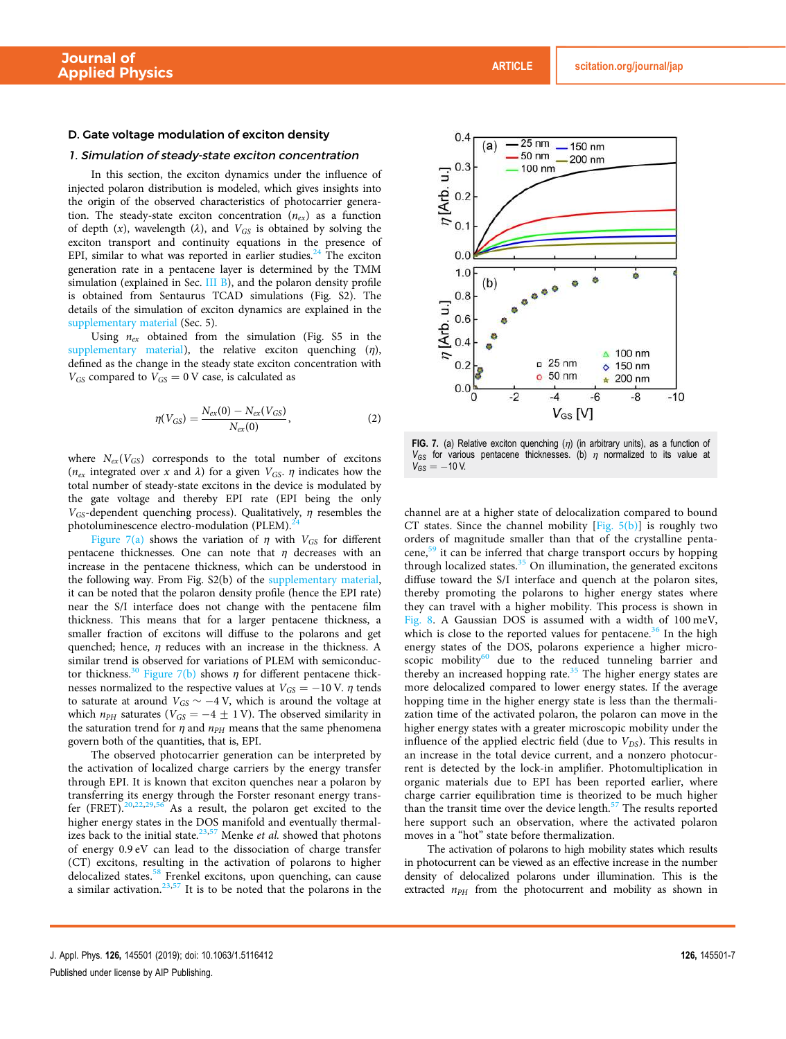### D. Gate voltage modulation of exciton density

#### 1. Simulation of steady-state exciton concentration

In this section, the exciton dynamics under the influence of injected polaron distribution is modeled, which gives insights into the origin of the observed characteristics of photocarrier generation. The steady-state exciton concentration ($n_{ex}$) as a function of depth ($x$), wavelength ($\lambda$), and $V_{GS}$ is obtained by solving the exciton transport and continuity equations in the presence of EPI, similar to what was reported in earlier studies.[24] The exciton generation rate in a pentacene layer is determined by the TMM simulation (explained in Sec. III B), and the polaron density profile is obtained from Sentaurus TCAD simulations (Fig. S2). The details of the simulation of exciton dynamics are explained in the supplementary material (Sec. 5).

Using $n_{ex}$ obtained from the simulation (Fig. S5 in the supplementary material), the relative exciton quenching ($\eta$), defined as the change in the steady state exciton concentration with $V_{GS}$ compared to $V_{GS} = 0$ V case, is calculated as

$$\eta(V_{GS}) = \frac{N_{ex}(0) - N_{ex}(V_{GS})}{N_{ex}(0)}, \tag{2}$$

where $N_{ex}(V_{GS})$ corresponds to the total number of excitons ($n_{ex}$ integrated over $x$ and $\lambda$) for a given $V_{GS}$. $\eta$ indicates how the total number of steady-state excitons in the device is modulated by the gate voltage and thereby EPI rate (EPI being the only $V_{GS}$-dependent quenching process). Qualitatively, $\eta$ resembles the photoluminescence electro-modulation (PLEM).[24]

Figure 7(a) shows the variation of $\eta$ with $V_{GS}$ for different pentacene thicknesses. One can note that $\eta$ decreases with an increase in the pentacene thickness, which can be understood in the following way. From Fig. S2(b) of the supplementary material, it can be noted that the polaron density profile (hence the EPI rate) near the S/I interface does not change with the pentacene film thickness. This means that for a larger pentacene thickness, a smaller fraction of excitons will diffuse to the polarons and get quenched; hence, $\eta$ reduces with an increase in the thickness. A similar trend is observed for variations of PLEM with semiconductor thickness.[30] Figure 7(b) shows $\eta$ for different pentacene thicknesses normalized to the respective values at $V_{GS} = -10$ V. $\eta$ tends to saturate at around $V_{GS} \sim -4$ V, which is the voltage at which $n_{PH}$ saturates ($V_{GS} = -4 \pm 1$ V). The observed similarity in the saturation trend for $\eta$ and $n_{PH}$ means that the same phenomena govern both of the quantities, that is, EPI.

The observed photocarrier generation can be interpreted by the activation of localized charge carriers by the energy transfer through EPI. It is known that exciton quenches near a polaron by transferring its energy through the Forster resonant energy transfer (FRET).[20,22,29,56] As a result, the polaron get excited to the higher energy states in the DOS manifold and eventually thermalizes back to the initial state.[23,57] Menke *et al.* showed that photons of energy 0.9 eV can lead to the dissociation of charge transfer (CT) excitons, resulting in the activation of polarons to higher delocalized states.[58] Frenkel excitons, upon quenching, can cause a similar activation.[23,57] It is to be noted that the polarons in the channel are at a higher state of delocalization compared to bound CT states. Since the channel mobility [Fig. 5(b)] is roughly two orders of magnitude smaller than that of the crystalline pentacene,[59] it can be inferred that charge transport occurs by hopping through localized states.[35] On illumination, the generated excitons diffuse toward the S/I interface and quench at the polaron sites, thereby promoting the polarons to higher energy states where they can travel with a higher mobility. This process is shown in Fig. 8. A Gaussian DOS is assumed with a width of 100 meV, which is close to the reported values for pentacene.[36] In the high energy states of the DOS, polarons experience a higher microscopic mobility[60] due to the reduced tunneling barrier and thereby an increased hopping rate.[35] The higher energy states are more delocalized compared to lower energy states. If the average hopping time in the higher energy state is less than the thermalization time of the activated polaron, the polaron can move in the higher energy states with a greater microscopic mobility under the influence of the applied electric field (due to $V_{DS}$). This results in an increase in the total device current, and a nonzero photocurrent is detected by the lock-in amplifier. Photomultiplication in organic materials due to EPI has been reported earlier, where charge carrier equilibration time is theorized to be much higher than the transit time over the device length.[57] The results reported here support such an observation, where the activated polaron moves in a "hot" state before thermalization.

The activation of polarons to high mobility states which results in photocurrent can be viewed as an effective increase in the number density of delocalized polarons under illumination. This is the extracted $n_{PH}$ from the photocurrent and mobility as shown in

**FIG. 7.** (a) Relative exciton quenching ($\eta$) (in arbitrary units), as a function of $V_{GS}$ for various pentacene thicknesses. (b) $\eta$ normalized to its value at $V_{GS} = -10$ V.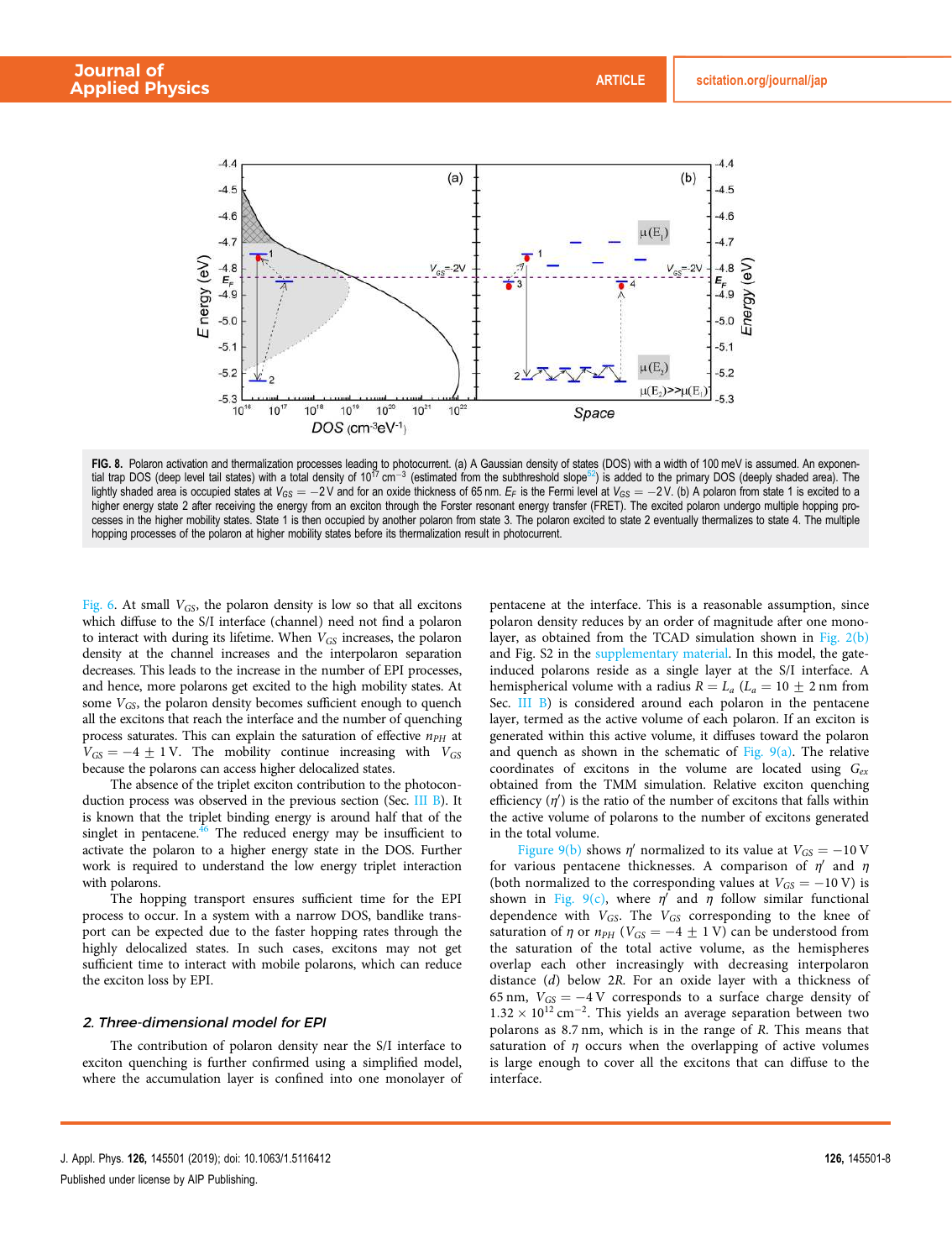FIG. 8. Polaron activation and thermalization processes leading to photocurrent. (a) A Gaussian density of states (DOS) with a width of 100 meV is assumed. An exponential trap DOS (deep level tail states) with a total density of $10^{17}$ cm$^{-3}$ (estimated from the subthreshold slope[52]) is added to the primary DOS (deeply shaded area). The lightly shaded area is occupied states at $V_{GS} = -2$ V and for an oxide thickness of 65 nm. $E_F$ is the Fermi level at $V_{GS} = -2$ V. (b) A polaron from state 1 is excited to a higher energy state 2 after receiving the energy from an exciton through the Forster resonant energy transfer (FRET). The excited polaron undergo multiple hopping processes in the higher mobility states. State 1 is then occupied by another polaron from state 3. The polaron excited to state 2 eventually thermalizes to state 4. The multiple hopping processes of the polaron at higher mobility states before its thermalization result in photocurrent.

Fig. 6. At small $V_{GS}$, the polaron density is low so that all excitons which diffuse to the S/I interface (channel) need not find a polaron to interact with during its lifetime. When $V_{GS}$ increases, the polaron density at the channel increases and the interpolaron separation decreases. This leads to the increase in the number of EPI processes, and hence, more polarons get excited to the high mobility states. At some $V_{GS}$, the polaron density becomes sufficient enough to quench all the excitons that reach the interface and the number of quenching process saturates. This can explain the saturation of effective $n_{PH}$ at $V_{GS} = -4 \pm 1$ V. The mobility continue increasing with $V_{GS}$ because the polarons can access higher delocalized states.

The absence of the triplet exciton contribution to the photoconduction process was observed in the previous section (Sec. III B). It is known that the triplet binding energy is around half that of the singlet in pentacene.[46] The reduced energy may be insufficient to activate the polaron to a higher energy state in the DOS. Further work is required to understand the low energy triplet interaction with polarons.

The hopping transport ensures sufficient time for the EPI process to occur. In a system with a narrow DOS, bandlike transport can be expected due to the faster hopping rates through the highly delocalized states. In such cases, excitons may not get sufficient time to interact with mobile polarons, which can reduce the exciton loss by EPI.

### 2. Three-dimensional model for EPI

The contribution of polaron density near the S/I interface to exciton quenching is further confirmed using a simplified model, where the accumulation layer is confined into one monolayer of pentacene at the interface. This is a reasonable assumption, since polaron density reduces by an order of magnitude after one monolayer, as obtained from the TCAD simulation shown in Fig. 2(b) and Fig. S2 in the supplementary material. In this model, the gate-induced polarons reside as a single layer at the S/I interface. A hemispherical volume with a radius $R = L_a$ ($L_a = 10 \pm 2$ nm from Sec. III B) is considered around each polaron in the pentacene layer, termed as the active volume of each polaron. If an exciton is generated within this active volume, it diffuses toward the polaron and quench as shown in the schematic of Fig. 9(a). The relative coordinates of excitons in the volume are located using $G_{ex}$ obtained from the TMM simulation. Relative exciton quenching efficiency ($\eta'$) is the ratio of the number of excitons that falls within the active volume of polarons to the number of excitons generated in the total volume.

Figure 9(b) shows $\eta'$ normalized to its value at $V_{GS} = -10$ V for various pentacene thicknesses. A comparison of $\eta'$ and $\eta$ (both normalized to the corresponding values at $V_{GS} = -10$ V) is shown in Fig. 9(c), where $\eta'$ and $\eta$ follow similar functional dependence with $V_{GS}$. The $V_{GS}$ corresponding to the knee of saturation of $\eta$ or $n_{PH}$ ($V_{GS} = -4 \pm 1$ V) can be understood from the saturation of the total active volume, as the hemispheres overlap each other increasingly with decreasing interpolaron distance ($d$) below $2R$. For an oxide layer with a thickness of 65 nm, $V_{GS} = -4$ V corresponds to a surface charge density of $1.32 \times 10^{12}$ cm$^{-2}$. This yields an average separation between two polarons as 8.7 nm, which is in the range of $R$. This means that saturation of $\eta$ occurs when the overlapping of active volumes is large enough to cover all the excitons that can diffuse to the interface.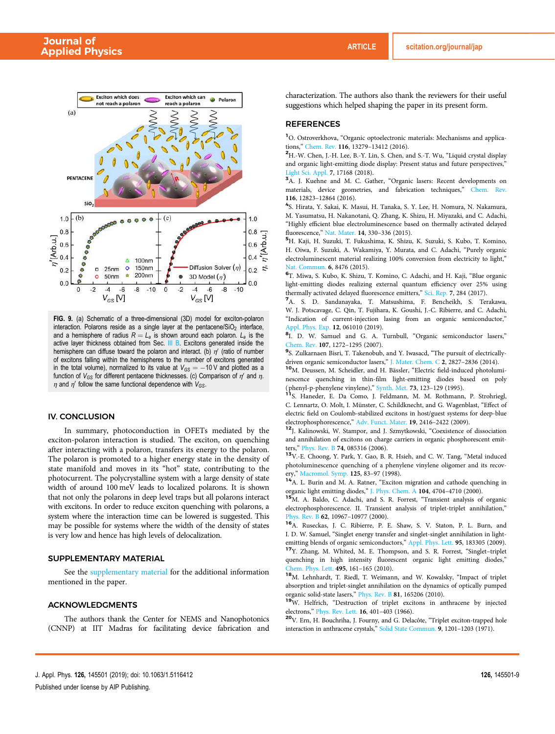FIG. 9. (a) Schematic of a three-dimensional (3D) model for exciton-polaron interaction. Polarons reside as a single layer at the pentacene/$SiO_2$ interface, and a hemisphere of radius $R = L_a$ is shown around each polaron. $L_a$ is the active layer thickness obtained from Sec. III B. Excitons generated inside the hemisphere can diffuse toward the polaron and interact. (b) $\eta'$ (ratio of number of excitons falling within the hemispheres to the number of excitons generated in the total volume), normalized to its value at $V_{GS} = -10$ V and plotted as a function of $V_{GS}$ for different pentacene thicknesses. (c) Comparison of $\eta'$ and $\eta$. $\eta$ and $\eta'$ follow the same functional dependence with $V_{GS}$.

## IV. CONCLUSION

In summary, photoconduction in OFETs mediated by the exciton-polaron interaction is studied. The exciton, on quenching after interacting with a polaron, transfers its energy to the polaron. The polaron is promoted to a higher energy state in the density of state manifold and moves in its "hot" state, contributing to the photocurrent. The polycrystalline system with a large density of state width of around 100 meV leads to localized polarons. It is shown that not only the polarons in deep level traps but all polarons interact with excitons. In order to reduce exciton quenching with polarons, a system where the interaction time can be lowered is suggested. This may be possible for systems where the width of the density of states is very low and hence has high levels of delocalization.

## SUPPLEMENTARY MATERIAL

See the supplementary material for the additional information mentioned in the paper.

## ACKNOWLEDGMENTS

The authors thank the Center for NEMS and Nanophotonics (CNNP) at IIT Madras for facilitating device fabrication and characterization. The authors also thank the reviewers for their useful suggestions which helped shaping the paper in its present form.

## REFERENCES

[1] O. Ostroverkhova, "Organic optoelectronic materials: Mechanisms and applications," Chem. Rev. **116**, 13279–13412 (2016).

[2] H.-W. Chen, J.-H. Lee, B.-Y. Lin, S. Chen, and S.-T. Wu, "Liquid crystal display and organic light-emitting diode display: Present status and future perspectives," Light Sci. Appl. **7**, 17168 (2018).

[3] A. J. Kuehne and M. C. Gather, "Organic lasers: Recent developments on materials, device geometries, and fabrication techniques," Chem. Rev. **116**, 12823–12864 (2016).

[4] S. Hirata, Y. Sakai, K. Masui, H. Tanaka, S. Y. Lee, H. Nomura, N. Nakamura, M. Yasumatsu, H. Nakanotani, Q. Zhang, K. Shizu, H. Miyazaki, and C. Adachi, "Highly efficient blue electroluminescence based on thermally activated delayed fluorescence," Nat. Mater. **14**, 330–336 (2015).

[5] H. Kaji, H. Suzuki, T. Fukushima, K. Shizu, K. Suzuki, S. Kubo, T. Komino, H. Oiwa, F. Suzuki, A. Wakamiya, Y. Murata, and C. Adachi, "Purely organic electroluminescent material realizing 100% conversion from electricity to light," Nat. Commun. **6**, 8476 (2015).

[6] T. Miwa, S. Kubo, K. Shizu, T. Komino, C. Adachi, and H. Kaji, "Blue organic light-emitting diodes realizing external quantum efficiency over 25% using thermally activated delayed fluorescence emitters," Sci. Rep. **7**, 284 (2017).

[7] A. S. D. Sandanayaka, T. Matsushima, F. Bencheikh, S. Terakawa, W. J. Potscavage, C. Qin, T. Fujihara, K. Goushi, J.-C. Ribierre, and C. Adachi, "Indication of current-injection lasing from an organic semiconductor," Appl. Phys. Exp. **12**, 061010 (2019).

[8] I. D. W. Samuel and G. A. Turnbull, "Organic semiconductor lasers," Chem. Rev. **107**, 1272–1295 (2007).

[9] S. Zulkarnaen Bisri, T. Takenobu, and Y. Iwasacd, "The pursuit of electrically-driven organic semiconductor lasers," J. Mater. Chem. C **2**, 2827–2836 (2014).

[10] M. Deussen, M. Scheidler, and H. Bässler, "Electric field-induced photoluminescence quenching in thin-film light-emitting diodes based on poly(phenyl-p-phenylene vinylene)," Synth. Met. **73**, 123–129 (1995).

[11] S. Haneder, E. Da Como, J. Feldmann, M. M. Rothmann, P. Strohriegl, C. Lennartz, O. Molt, I. Münster, C. Schildknecht, and G. Wagenblast, "Effect of electric field on Coulomb-stabilized excitons in host/guest systems for deep-blue electrophosphorescence," Adv. Funct. Mater. **19**, 2416–2422 (2009).

[12] J. Kalinowski, W. Stampor, and J. Szmytkowski, "Coexistence of dissociation and annihilation of excitons on charge carriers in organic phosphorescent emitters," Phys. Rev. B **74**, 085316 (2006).

[13] V.-E. Choong, Y. Park, Y. Gao, B. R. Hsieh, and C. W. Tang, "Metal induced photoluminescence quenching of a phenylene vinylene oligomer and its recovery," Macromol. Symp. **125**, 83–97 (1998).

[14] A. L. Burin and M. A. Ratner, "Exciton migration and cathode quenching in organic light emitting diodes," J. Phys. Chem. A **104**, 4704–4710 (2000).

[15] M. A. Baldo, C. Adachi, and S. R. Forrest, "Transient analysis of organic electrophosphorescence. II. Transient analysis of triplet-triplet annihilation," Phys. Rev. B **62**, 10967–10977 (2000).

[16] A. Ruseckas, J. C. Ribierre, P. E. Shaw, S. V. Staton, P. L. Burn, and I. D. W. Samuel, "Singlet energy transfer and singlet-singlet annihilation in light-emitting blends of organic semiconductors," Appl. Phys. Lett. **95**, 183305 (2009).

[17] Y. Zhang, M. Whited, M. E. Thompson, and S. R. Forrest, "Singlet–triplet quenching in high intensity fluorescent organic light emitting diodes," Chem. Phys. Lett. **495**, 161–165 (2010).

[18] M. Lehnhardt, T. Riedl, T. Weimann, and W. Kowalsky, "Impact of triplet absorption and triplet-singlet annihilation on the dynamics of optically pumped organic solid-state lasers," Phys. Rev. B **81**, 165206 (2010).

[19] W. Helfrich, "Destruction of triplet excitons in anthracene by injected electrons," Phys. Rev. Lett. **16**, 401–403 (1966).

[20] V. Ern, H. Bouchriha, J. Fourny, and G. Delacôte, "Triplet exciton-trapped hole interaction in anthracene crystals," Solid State Commun. **9**, 1201–1203 (1971).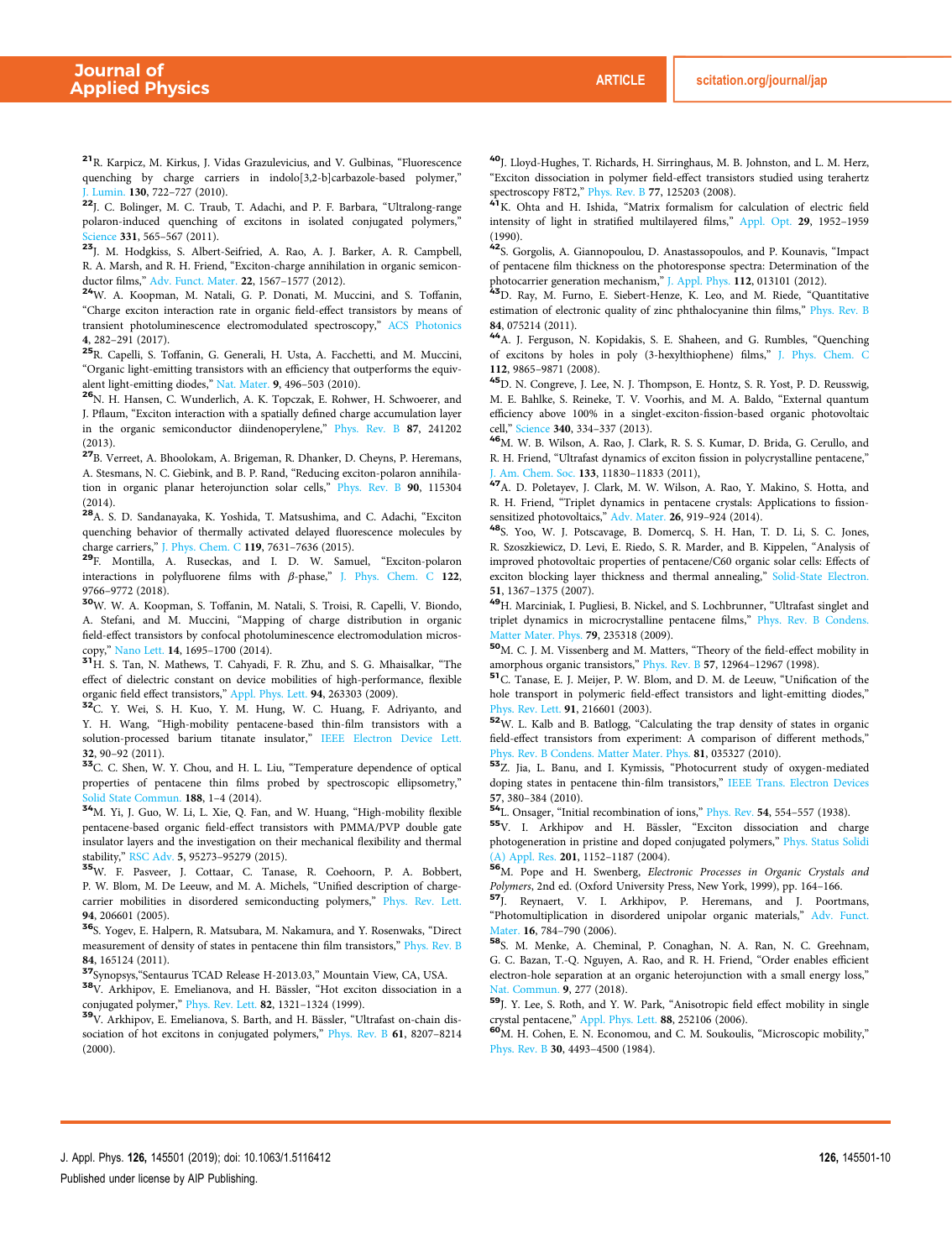[21] R. Karpicz, M. Kirkus, J. Vidas Grazulevicius, and V. Gulbinas, "Fluorescence quenching by charge carriers in indolo[3,2-b]carbazole-based polymer," J. Lumin. **130**, 722–727 (2010).

[22] J. C. Bolinger, M. C. Traub, T. Adachi, and P. F. Barbara, "Ultralong-range polaron-induced quenching of excitons in isolated conjugated polymers," Science **331**, 565–567 (2011).

[23] J. M. Hodgkiss, S. Albert-Seifried, A. Rao, A. J. Barker, A. R. Campbell, R. A. Marsh, and R. H. Friend, "Exciton-charge annihilation in organic semiconductor films," Adv. Funct. Mater. **22**, 1567–1577 (2012).

[24] W. A. Koopman, M. Natali, G. P. Donati, M. Muccini, and S. Toffanin, "Charge exciton interaction rate in organic field-effect transistors by means of transient photoluminescence electromodulated spectroscopy," ACS Photonics **4**, 282–291 (2017).

[25] R. Capelli, S. Toffanin, G. Generali, H. Usta, A. Facchetti, and M. Muccini, "Organic light-emitting transistors with an efficiency that outperforms the equivalent light-emitting diodes," Nat. Mater. **9**, 496–503 (2010).

[26] N. H. Hansen, C. Wunderlich, A. K. Topczak, E. Rohwer, H. Schwoerer, and J. Pflaum, "Exciton interaction with a spatially defined charge accumulation layer in the organic semiconductor diindenoperylene," Phys. Rev. B **87**, 241202 (2013).

[27] B. Verreet, A. Bhoolokam, A. Brigeman, R. Dhanker, D. Cheyns, P. Heremans, A. Stesmans, N. C. Giebink, and B. P. Rand, "Reducing exciton-polaron annihilation in organic planar heterojunction solar cells," Phys. Rev. B **90**, 115304 (2014).

[28] A. S. D. Sandanayaka, K. Yoshida, T. Matsushima, and C. Adachi, "Exciton quenching behavior of thermally activated delayed fluorescence molecules by charge carriers," J. Phys. Chem. C **119**, 7631–7636 (2015).

[29] F. Montilla, A. Ruseckas, and I. D. W. Samuel, "Exciton-polaron interactions in polyfluorene films with β-phase," J. Phys. Chem. C **122**, 9766–9772 (2018).

[30] W. A. Koopman, S. Toffanin, M. Natali, S. Troisi, R. Capelli, V. Biondo, A. Stefani, and M. Muccini, "Mapping of charge distribution in organic field-effect transistors by confocal photoluminescence electromodulation microscopy," Nano Lett. **14**, 1695–1700 (2014).

[31] H. S. Tan, N. Mathews, T. Cahyadi, F. R. Zhu, and S. G. Mhaisalkar, "The effect of dielectric constant on device mobilities of high-performance, flexible organic field effect transistors," Appl. Phys. Lett. **94**, 263303 (2009).

[32] C. Y. Wei, S. H. Kuo, Y. M. Hung, W. C. Huang, F. Adriyanto, and Y. H. Wang, "High-mobility pentacene-based thin-film transistors with a solution-processed barium titanate insulator," IEEE Electron Device Lett. **32**, 90–92 (2011).

[33] C. C. Shen, W. Y. Chou, and H. L. Liu, "Temperature dependence of optical properties of pentacene thin films probed by spectroscopic ellipsometry," Solid State Commun. **188**, 1–4 (2014).

[34] M. Yi, J. Guo, W. Li, L. Xie, Q. Fan, and W. Huang, "High-mobility flexible pentacene-based organic field-effect transistors with PMMA/PVP double gate insulator layers and the investigation on their mechanical flexibility and thermal stability," RSC Adv. **5**, 95273–95279 (2015).

[35] W. F. Pasveer, J. Cottaar, C. Tanase, R. Coehoorn, P. A. Bobbert, P. W. Blom, M. De Leeuw, and M. A. Michels, "Unified description of charge-carrier mobilities in disordered semiconducting polymers," Phys. Rev. Lett. **94**, 206601 (2005).

[36] S. Yogev, E. Halpern, R. Matsubara, M. Nakamura, and Y. Rosenwaks, "Direct measurement of density of states in pentacene thin film transistors," Phys. Rev. B **84**, 165124 (2011).

[37] Synopsys,"Sentaurus TCAD Release H-2013.03," Mountain View, CA, USA.

[38] V. Arkhipov, E. Emelianova, and H. Bässler, "Hot exciton dissociation in a conjugated polymer," Phys. Rev. Lett. **82**, 1321–1324 (1999).

[39] V. Arkhipov, E. Emelianova, S. Barth, and H. Bässler, "Ultrafast on-chain dissociation of hot excitons in conjugated polymers," Phys. Rev. B **61**, 8207–8214 (2000).

[40] J. Lloyd-Hughes, T. Richards, H. Sirringhaus, M. B. Johnston, and L. M. Herz, "Exciton dissociation in polymer field-effect transistors studied using terahertz spectroscopy F8T2," Phys. Rev. B **77**, 125203 (2008).

[41] K. Ohta and H. Ishida, "Matrix formalism for calculation of electric field intensity of light in stratified multilayered films," Appl. Opt. **29**, 1952–1959 (1990).

[42] S. Gorgolis, A. Giannopoulou, D. Anastassopoulos, and P. Kounavis, "Impact of pentacene film thickness on the photoresponse spectra: Determination of the photocarrier generation mechanism," J. Appl. Phys. **112**, 013101 (2012).

[43] D. Ray, M. Furno, E. Siebert-Henze, K. Leo, and M. Riede, "Quantitative estimation of electronic quality of zinc phthalocyanine thin films," Phys. Rev. B **84**, 075214 (2011).

[44] A. J. Ferguson, N. Kopidakis, S. E. Shaheen, and G. Rumbles, "Quenching of excitons by holes in poly (3-hexylthiophene) films," J. Phys. Chem. C **112**, 9865–9871 (2008).

[45] D. N. Congreve, J. Lee, N. J. Thompson, E. Hontz, S. R. Yost, P. D. Reusswig, M. E. Bahlke, S. Reineke, T. V. Voorhis, and M. A. Baldo, "External quantum efficiency above 100% in a singlet-exciton-fission-based organic photovoltaic cell," Science **340**, 334–337 (2013).

[46] M. W. B. Wilson, A. Rao, J. Clark, R. S. S. Kumar, D. Brida, G. Cerullo, and R. H. Friend, "Ultrafast dynamics of exciton fission in polycrystalline pentacene," J. Am. Chem. Soc. **133**, 11830–11833 (2011),

[47] A. D. Poletayev, J. Clark, M. W. Wilson, A. Rao, Y. Makino, S. Hotta, and R. H. Friend, "Triplet dynamics in pentacene crystals: Applications to fission-sensitized photovoltaics," Adv. Mater. **26**, 919–924 (2014).

[48] S. Yoo, W. J. Potscavage, B. Domercq, S. H. Han, T. D. Li, S. C. Jones, R. Szoszkiewicz, D. Levi, E. Riedo, S. R. Marder, and B. Kippelen, "Analysis of improved photovoltaic properties of pentacene/C60 organic solar cells: Effects of exciton blocking layer thickness and thermal annealing," Solid-State Electron. **51**, 1367–1375 (2007).

[49] H. Marciniak, I. Pugliesi, B. Nickel, and S. Lochbrunner, "Ultrafast singlet and triplet dynamics in microcrystalline pentacene films," Phys. Rev. B Condens. Matter Mater. Phys. **79**, 235318 (2009).

[50] M. C. J. M. Vissenberg and M. Matters, "Theory of the field-effect mobility in amorphous organic transistors," Phys. Rev. B **57**, 12964–12967 (1998).

[51] C. Tanase, E. J. Meijer, P. W. Blom, and D. M. de Leeuw, "Unification of the hole transport in polymeric field-effect transistors and light-emitting diodes," Phys. Rev. Lett. **91**, 216601 (2003).

[52] W. L. Kalb and B. Batlogg, "Calculating the trap density of states in organic field-effect transistors from experiment: A comparison of different methods," Phys. Rev. B Condens. Matter Mater. Phys. **81**, 035327 (2010).

[53] Z. Jia, L. Banu, and I. Kymissis, "Photocurrent study of oxygen-mediated doping states in pentacene thin-film transistors," IEEE Trans. Electron Devices **57**, 380–384 (2010).

[54] L. Onsager, "Initial recombination of ions," Phys. Rev. **54**, 554–557 (1938).

[55] V. I. Arkhipov and H. Bässler, "Exciton dissociation and charge photogeneration in pristine and doped conjugated polymers," Phys. Status Solidi (A) Appl. Res. **201**, 1152–1187 (2004).

[56] M. Pope and H. Swenberg, *Electronic Processes in Organic Crystals and Polymers*, 2nd ed. (Oxford University Press, New York, 1999), pp. 164–166.

[57] J. Reynaert, V. I. Arkhipov, P. Heremans, and J. Poortmans, "Photomultiplication in disordered unipolar organic materials," Adv. Funct. Mater. **16**, 784–790 (2006).

[58] S. M. Menke, A. Cheminal, P. Conaghan, N. A. Ran, N. C. Greehnam, G. C. Bazan, T.-Q. Nguyen, A. Rao, and R. H. Friend, "Order enables efficient electron-hole separation at an organic heterojunction with a small energy loss," Nat. Commun. **9**, 277 (2018).

[59] J. Y. Lee, S. Roth, and Y. W. Park, "Anisotropic field effect mobility in single crystal pentacene," Appl. Phys. Lett. **88**, 252106 (2006).

[60] M. H. Cohen, E. N. Economou, and C. M. Soukoulis, "Microscopic mobility," Phys. Rev. B **30**, 4493–4500 (1984).